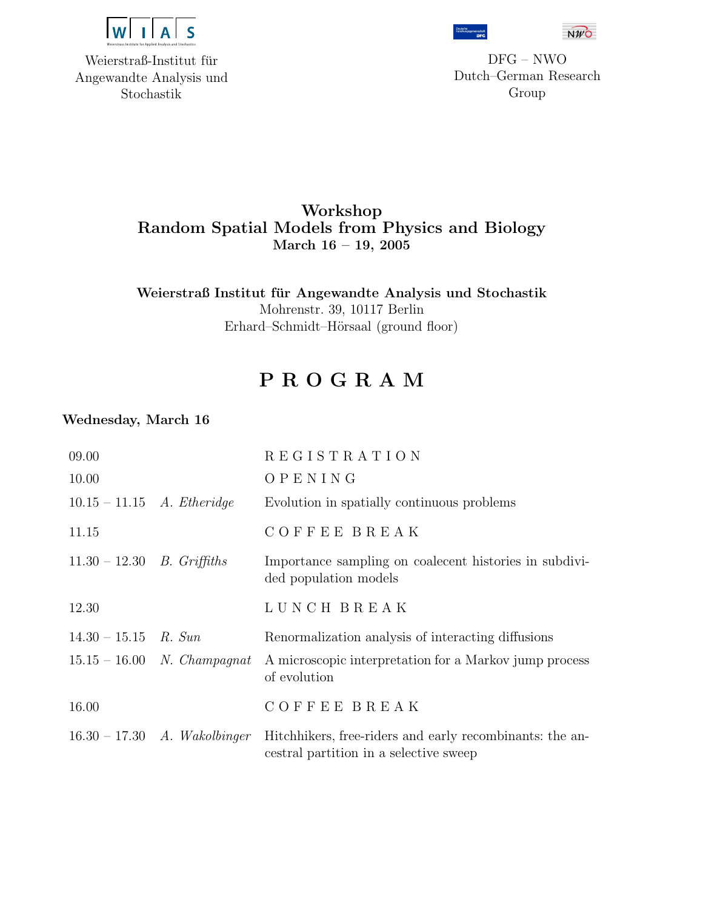Weierstraß-Institut für Angewandte Analysis und Stochastik

DFG – NWO Dutch–German Research Group

# Workshop
# Random Spatial Models from Physics and Biology
**March 16 – 19, 2005**

**Weierstraß Institut für Angewandte Analysis und Stochastik**
Mohrenstr. 39, 10117 Berlin
Erhard–Schmidt–Hörsaal (ground floor)

## P R O G R A M

### Wednesday, March 16

| | | |
|---|---|---|
| 09.00 | | R E G I S T R A T I O N |
| 10.00 | | O P E N I N G |
| 10.15 – 11.15 | *A. Etheridge* | Evolution in spatially continuous problems |
| 11.15 | | C O F F E E B R E A K |
| 11.30 – 12.30 | *B. Griffiths* | Importance sampling on coalecent histories in subdivided population models |
| 12.30 | | L U N C H B R E A K |
| 14.30 – 15.15 | *R. Sun* | Renormalization analysis of interacting diffusions |
| 15.15 – 16.00 | *N. Champagnat* | A microscopic interpretation for a Markov jump process of evolution |
| 16.00 | | C O F F E E B R E A K |
| 16.30 – 17.30 | *A. Wakolbinger* | Hitchhikers, free-riders and early recombinants: the ancestral partition in a selective sweep |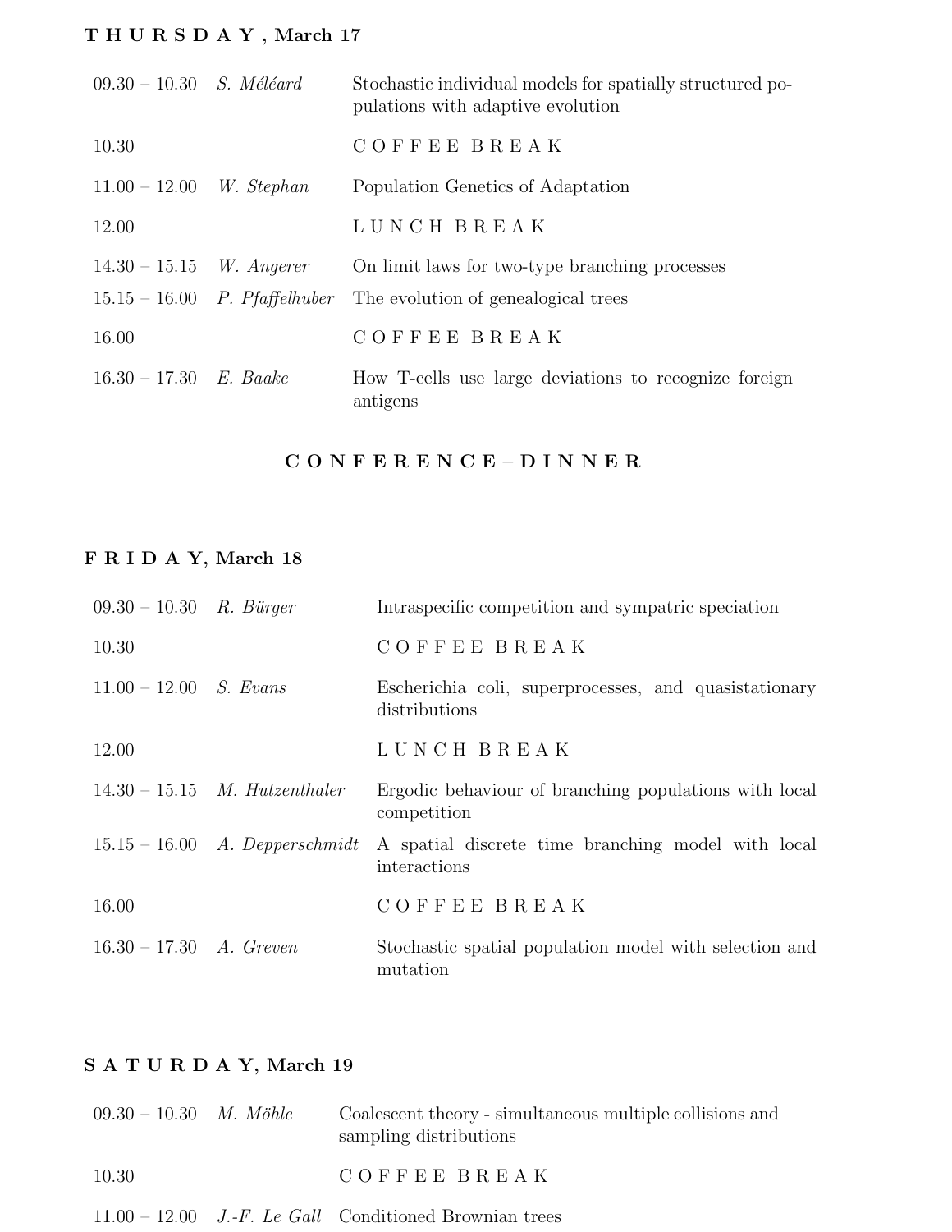**T H U R S D A Y , March 17**

| | | |
|---|---|---|
| 09.30 – 10.30 | *S. Méléard* | Stochastic individual models for spatially structured populations with adaptive evolution |
| 10.30 | | C O F F E E  B R E A K |
| 11.00 – 12.00 | *W. Stephan* | Population Genetics of Adaptation |
| 12.00 | | L U N C H  B R E A K |
| 14.30 – 15.15 | *W. Angerer* | On limit laws for two-type branching processes |
| 15.15 – 16.00 | *P. Pfaffelhuber* | The evolution of genealogical trees |
| 16.00 | | C O F F E E  B R E A K |
| 16.30 – 17.30 | *E. Baake* | How T-cells use large deviations to recognize foreign antigens |

**C O N F E R E N C E – D I N N E R**

**F R I D A Y, March 18**

| | | |
|---|---|---|
| 09.30 – 10.30 | *R. Bürger* | Intraspecific competition and sympatric speciation |
| 10.30 | | C O F F E E  B R E A K |
| 11.00 – 12.00 | *S. Evans* | Escherichia coli, superprocesses, and quasistationary distributions |
| 12.00 | | L U N C H  B R E A K |
| 14.30 – 15.15 | *M. Hutzenthaler* | Ergodic behaviour of branching populations with local competition |
| 15.15 – 16.00 | *A. Depperschmidt* | A spatial discrete time branching model with local interactions |
| 16.00 | | C O F F E E  B R E A K |
| 16.30 – 17.30 | *A. Greven* | Stochastic spatial population model with selection and mutation |

**S A T U R D A Y, March 19**

| | | |
|---|---|---|
| 09.30 – 10.30 | *M. Möhle* | Coalescent theory - simultaneous multiple collisions and sampling distributions |
| 10.30 | | C O F F E E  B R E A K |
| 11.00 – 12.00 | *J.-F. Le Gall* | Conditioned Brownian trees |